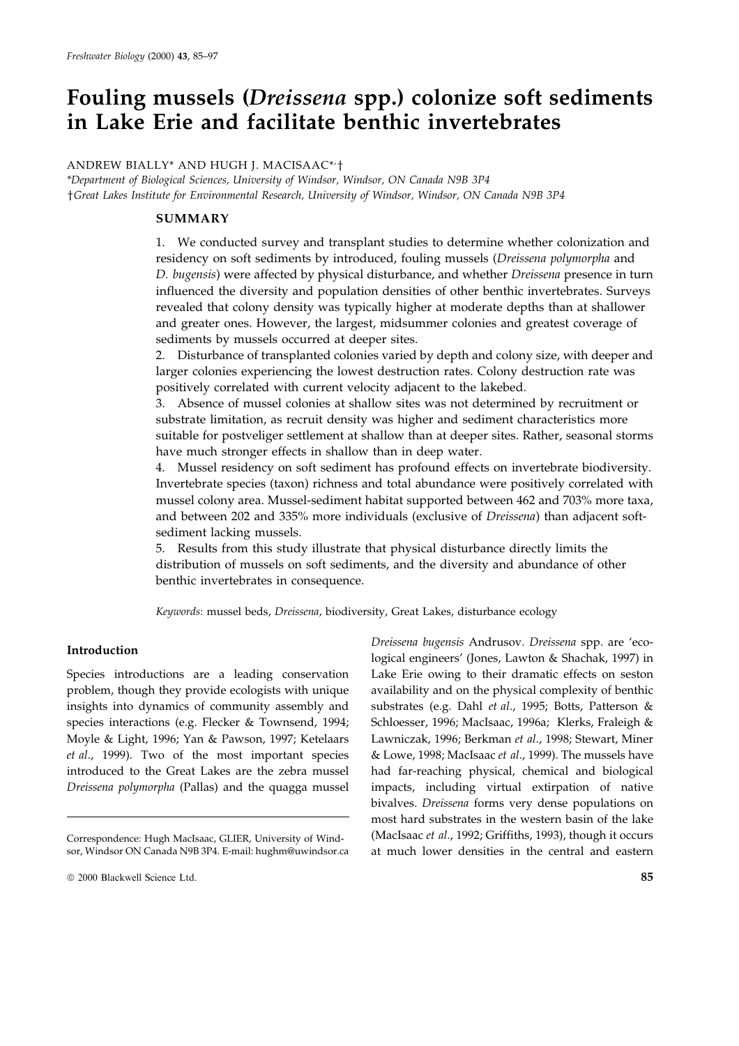# Fouling mussels (*Dreissena* spp.) colonize soft sediments in Lake Erie and facilitate benthic invertebrates

ANDREW BIALLY* AND HUGH J. MACISAAC*,†

*Department of Biological Sciences, University of Windsor, Windsor, ON Canada N9B 3P4
†Great Lakes Institute for Environmental Research, University of Windsor, Windsor, ON Canada N9B 3P4

## SUMMARY

1. We conducted survey and transplant studies to determine whether colonization and residency on soft sediments by introduced, fouling mussels (*Dreissena polymorpha* and *D. bugensis*) were affected by physical disturbance, and whether *Dreissena* presence in turn influenced the diversity and population densities of other benthic invertebrates. Surveys revealed that colony density was typically higher at moderate depths than at shallower and greater ones. However, the largest, midsummer colonies and greatest coverage of sediments by mussels occurred at deeper sites.
2. Disturbance of transplanted colonies varied by depth and colony size, with deeper and larger colonies experiencing the lowest destruction rates. Colony destruction rate was positively correlated with current velocity adjacent to the lakebed.
3. Absence of mussel colonies at shallow sites was not determined by recruitment or substrate limitation, as recruit density was higher and sediment characteristics more suitable for postveliger settlement at shallow than at deeper sites. Rather, seasonal storms have much stronger effects in shallow than in deep water.
4. Mussel residency on soft sediment has profound effects on invertebrate biodiversity. Invertebrate species (taxon) richness and total abundance were positively correlated with mussel colony area. Mussel-sediment habitat supported between 462 and 703% more taxa, and between 202 and 335% more individuals (exclusive of *Dreissena*) than adjacent soft-sediment lacking mussels.
5. Results from this study illustrate that physical disturbance directly limits the distribution of mussels on soft sediments, and the diversity and abundance of other benthic invertebrates in consequence.

*Keywords*: mussel beds, *Dreissena*, biodiversity, Great Lakes, disturbance ecology

### Introduction

Species introductions are a leading conservation problem, though they provide ecologists with unique insights into dynamics of community assembly and species interactions (e.g. Flecker & Townsend, 1994; Moyle & Light, 1996; Yan & Pawson, 1997; Ketelaars *et al*., 1999). Two of the most important species introduced to the Great Lakes are the zebra mussel *Dreissena polymorpha* (Pallas) and the quagga mussel *Dreissena bugensis* Andrusov. *Dreissena* spp. are 'ecological engineers' (Jones, Lawton & Shachak, 1997) in Lake Erie owing to their dramatic effects on seston availability and on the physical complexity of benthic substrates (e.g. Dahl *et al*., 1995; Botts, Patterson & Schloesser, 1996; MacIsaac, 1996a; Klerks, Fraleigh & Lawniczak, 1996; Berkman *et al*., 1998; Stewart, Miner & Lowe, 1998; MacIsaac *et al*., 1999). The mussels have had far-reaching physical, chemical and biological impacts, including virtual extirpation of native bivalves. *Dreissena* forms very dense populations on most hard substrates in the western basin of the lake (MacIsaac *et al*., 1992; Griffiths, 1993), though it occurs at much lower densities in the central and eastern

Correspondence: Hugh MacIsaac, GLIER, University of Windsor, Windsor ON Canada N9B 3P4. E-mail: hughm@uwindsor.ca

© 2000 Blackwell Science Ltd.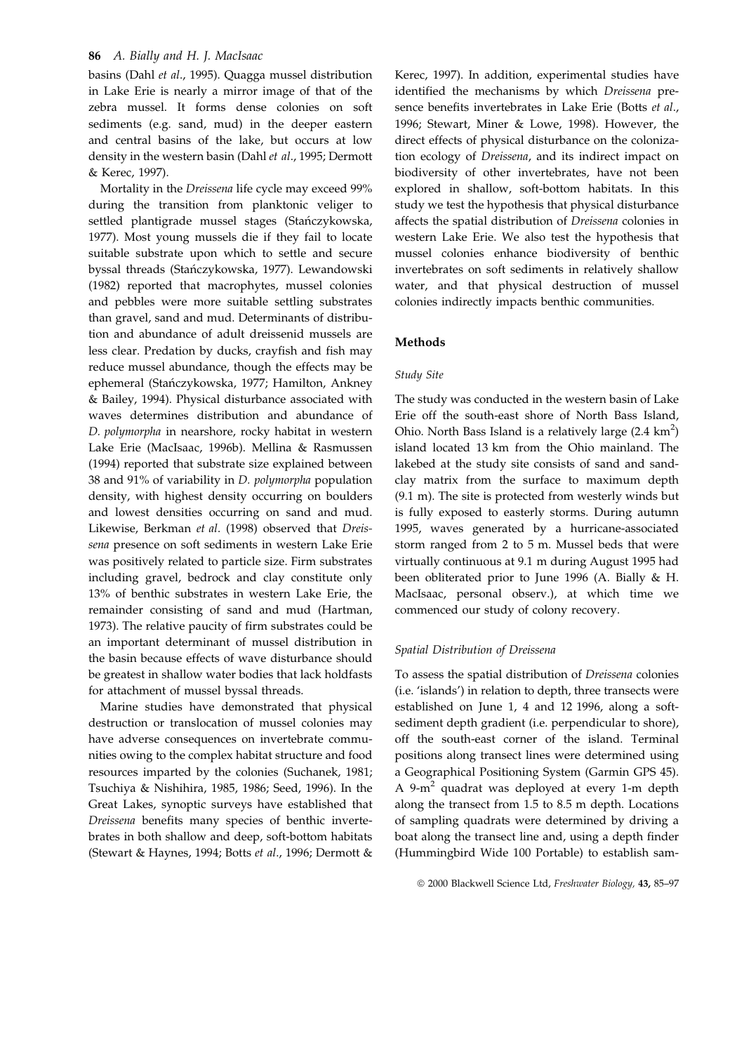basins (Dahl *et al*., 1995). Quagga mussel distribution in Lake Erie is nearly a mirror image of that of the zebra mussel. It forms dense colonies on soft sediments (e.g. sand, mud) in the deeper eastern and central basins of the lake, but occurs at low density in the western basin (Dahl *et al*., 1995; Dermott & Kerec, 1997).

Mortality in the *Dreissena* life cycle may exceed 99% during the transition from planktonic veliger to settled plantigrade mussel stages (Stańczykowska, 1977). Most young mussels die if they fail to locate suitable substrate upon which to settle and secure byssal threads (Stańczykowska, 1977). Lewandowski (1982) reported that macrophytes, mussel colonies and pebbles were more suitable settling substrates than gravel, sand and mud. Determinants of distribution and abundance of adult dreissenid mussels are less clear. Predation by ducks, crayfish and fish may reduce mussel abundance, though the effects may be ephemeral (Stańczykowska, 1977; Hamilton, Ankney & Bailey, 1994). Physical disturbance associated with waves determines distribution and abundance of *D. polymorpha* in nearshore, rocky habitat in western Lake Erie (MacIsaac, 1996b). Mellina & Rasmussen (1994) reported that substrate size explained between 38 and 91% of variability in *D. polymorpha* population density, with highest density occurring on boulders and lowest densities occurring on sand and mud. Likewise, Berkman *et al*. (1998) observed that *Dreissena* presence on soft sediments in western Lake Erie was positively related to particle size. Firm substrates including gravel, bedrock and clay constitute only 13% of benthic substrates in western Lake Erie, the remainder consisting of sand and mud (Hartman, 1973). The relative paucity of firm substrates could be an important determinant of mussel distribution in the basin because effects of wave disturbance should be greatest in shallow water bodies that lack holdfasts for attachment of mussel byssal threads.

Marine studies have demonstrated that physical destruction or translocation of mussel colonies may have adverse consequences on invertebrate communities owing to the complex habitat structure and food resources imparted by the colonies (Suchanek, 1981; Tsuchiya & Nishihira, 1985, 1986; Seed, 1996). In the Great Lakes, synoptic surveys have established that *Dreissena* benefits many species of benthic invertebrates in both shallow and deep, soft-bottom habitats (Stewart & Haynes, 1994; Botts *et al*., 1996; Dermott & Kerec, 1997). In addition, experimental studies have identified the mechanisms by which *Dreissena* presence benefits invertebrates in Lake Erie (Botts *et al*., 1996; Stewart, Miner & Lowe, 1998). However, the direct effects of physical disturbance on the colonization ecology of *Dreissena*, and its indirect impact on biodiversity of other invertebrates, have not been explored in shallow, soft-bottom habitats. In this study we test the hypothesis that physical disturbance affects the spatial distribution of *Dreissena* colonies in western Lake Erie. We also test the hypothesis that mussel colonies enhance biodiversity of benthic invertebrates on soft sediments in relatively shallow water, and that physical destruction of mussel colonies indirectly impacts benthic communities.

## Methods

### *Study Site*

The study was conducted in the western basin of Lake Erie off the south-east shore of North Bass Island, Ohio. North Bass Island is a relatively large (2.4 km$^2$) island located 13 km from the Ohio mainland. The lakebed at the study site consists of sand and sand-clay matrix from the surface to maximum depth (9.1 m). The site is protected from westerly winds but is fully exposed to easterly storms. During autumn 1995, waves generated by a hurricane-associated storm ranged from 2 to 5 m. Mussel beds that were virtually continuous at 9.1 m during August 1995 had been obliterated prior to June 1996 (A. Bially & H. MacIsaac, personal observ.), at which time we commenced our study of colony recovery.

### *Spatial Distribution of Dreissena*

To assess the spatial distribution of *Dreissena* colonies (i.e. 'islands') in relation to depth, three transects were established on June 1, 4 and 12 1996, along a soft-sediment depth gradient (i.e. perpendicular to shore), off the south-east corner of the island. Terminal positions along transect lines were determined using a Geographical Positioning System (Garmin GPS 45). A 9-m$^2$ quadrat was deployed at every 1-m depth along the transect from 1.5 to 8.5 m depth. Locations of sampling quadrats were determined by driving a boat along the transect line and, using a depth finder (Hummingbird Wide 100 Portable) to establish sam-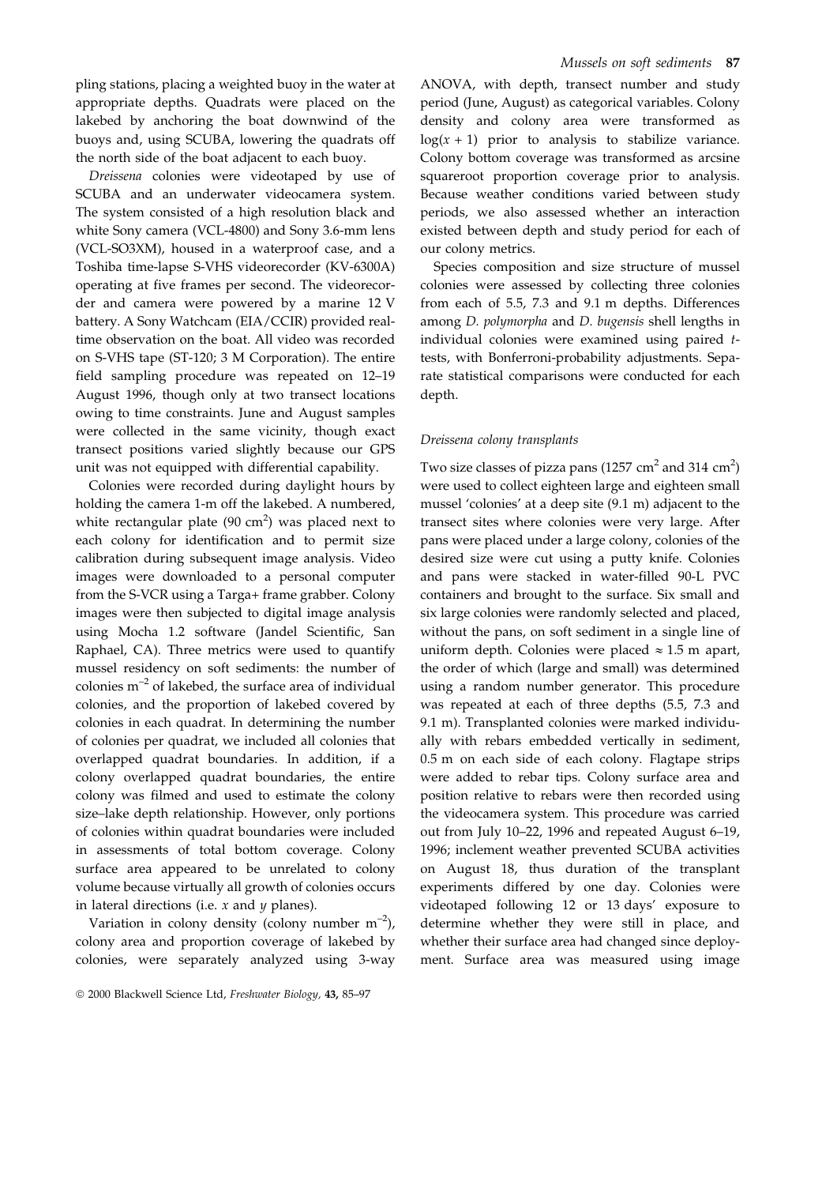pling stations, placing a weighted buoy in the water at appropriate depths. Quadrats were placed on the lakebed by anchoring the boat downwind of the buoys and, using SCUBA, lowering the quadrats off the north side of the boat adjacent to each buoy.

*Dreissena* colonies were videotaped by use of SCUBA and an underwater videocamera system. The system consisted of a high resolution black and white Sony camera (VCL-4800) and Sony 3.6-mm lens (VCL-SO3XM), housed in a waterproof case, and a Toshiba time-lapse S-VHS videorecorder (KV-6300A) operating at five frames per second. The videorecorder and camera were powered by a marine 12 V battery. A Sony Watchcam (EIA/CCIR) provided real-time observation on the boat. All video was recorded on S-VHS tape (ST-120; 3 M Corporation). The entire field sampling procedure was repeated on 12–19 August 1996, though only at two transect locations owing to time constraints. June and August samples were collected in the same vicinity, though exact transect positions varied slightly because our GPS unit was not equipped with differential capability.

Colonies were recorded during daylight hours by holding the camera 1-m off the lakebed. A numbered, white rectangular plate (90 cm$^2$) was placed next to each colony for identification and to permit size calibration during subsequent image analysis. Video images were downloaded to a personal computer from the S-VCR using a Targa+ frame grabber. Colony images were then subjected to digital image analysis using Mocha 1.2 software (Jandel Scientific, San Raphael, CA). Three metrics were used to quantify mussel residency on soft sediments: the number of colonies m$^{-2}$ of lakebed, the surface area of individual colonies, and the proportion of lakebed covered by colonies in each quadrat. In determining the number of colonies per quadrat, we included all colonies that overlapped quadrat boundaries. In addition, if a colony overlapped quadrat boundaries, the entire colony was filmed and used to estimate the colony size–lake depth relationship. However, only portions of colonies within quadrat boundaries were included in assessments of total bottom coverage. Colony surface area appeared to be unrelated to colony volume because virtually all growth of colonies occurs in lateral directions (i.e. $x$ and $y$ planes).

Variation in colony density (colony number m$^{-2}$), colony area and proportion coverage of lakebed by colonies, were separately analyzed using 3-way ANOVA, with depth, transect number and study period (June, August) as categorical variables. Colony density and colony area were transformed as $\log(x + 1)$ prior to analysis to stabilize variance. Colony bottom coverage was transformed as arcsine squareroot proportion coverage prior to analysis. Because weather conditions varied between study periods, we also assessed whether an interaction existed between depth and study period for each of our colony metrics.

Species composition and size structure of mussel colonies were assessed by collecting three colonies from each of 5.5, 7.3 and 9.1 m depths. Differences among *D. polymorpha* and *D. bugensis* shell lengths in individual colonies were examined using paired $t$-tests, with Bonferroni-probability adjustments. Separate statistical comparisons were conducted for each depth.

### *Dreissena colony transplants*

Two size classes of pizza pans (1257 cm$^2$ and 314 cm$^2$) were used to collect eighteen large and eighteen small mussel 'colonies' at a deep site (9.1 m) adjacent to the transect sites where colonies were very large. After pans were placed under a large colony, colonies of the desired size were cut using a putty knife. Colonies and pans were stacked in water-filled 90-L PVC containers and brought to the surface. Six small and six large colonies were randomly selected and placed, without the pans, on soft sediment in a single line of uniform depth. Colonies were placed $\approx$ 1.5 m apart, the order of which (large and small) was determined using a random number generator. This procedure was repeated at each of three depths (5.5, 7.3 and 9.1 m). Transplanted colonies were marked individually with rebars embedded vertically in sediment, 0.5 m on each side of each colony. Flagtape strips were added to rebar tips. Colony surface area and position relative to rebars were then recorded using the videocamera system. This procedure was carried out from July 10–22, 1996 and repeated August 6–19, 1996; inclement weather prevented SCUBA activities on August 18, thus duration of the transplant experiments differed by one day. Colonies were videotaped following 12 or 13 days' exposure to determine whether they were still in place, and whether their surface area had changed since deployment. Surface area was measured using image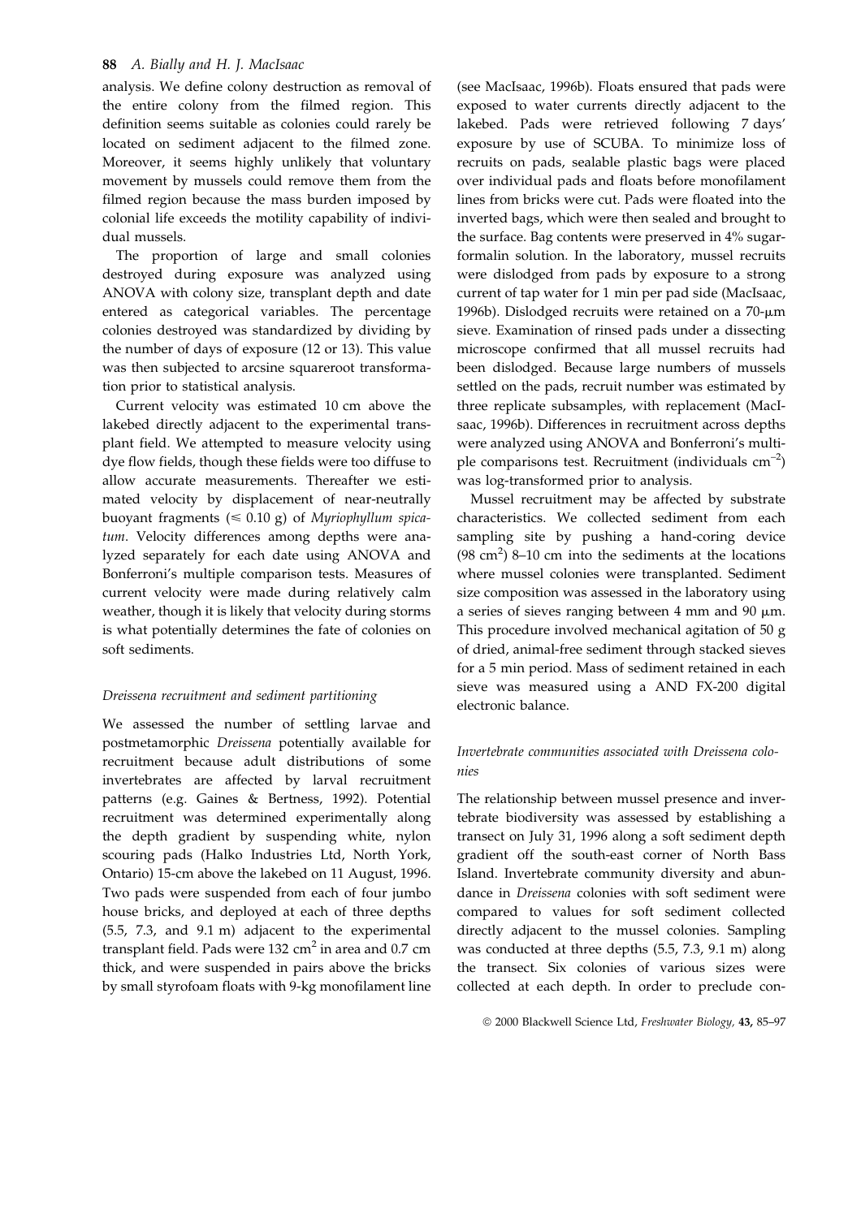analysis. We define colony destruction as removal of the entire colony from the filmed region. This definition seems suitable as colonies could rarely be located on sediment adjacent to the filmed zone. Moreover, it seems highly unlikely that voluntary movement by mussels could remove them from the filmed region because the mass burden imposed by colonial life exceeds the motility capability of individual mussels.

The proportion of large and small colonies destroyed during exposure was analyzed using ANOVA with colony size, transplant depth and date entered as categorical variables. The percentage colonies destroyed was standardized by dividing by the number of days of exposure (12 or 13). This value was then subjected to arcsine squareroot transformation prior to statistical analysis.

Current velocity was estimated 10 cm above the lakebed directly adjacent to the experimental transplant field. We attempted to measure velocity using dye flow fields, though these fields were too diffuse to allow accurate measurements. Thereafter we estimated velocity by displacement of near-neutrally buoyant fragments ($\leq$ 0.10 g) of *Myriophyllum spicatum*. Velocity differences among depths were analyzed separately for each date using ANOVA and Bonferroni's multiple comparison tests. Measures of current velocity were made during relatively calm weather, though it is likely that velocity during storms is what potentially determines the fate of colonies on soft sediments.

### *Dreissena recruitment and sediment partitioning*

We assessed the number of settling larvae and postmetamorphic *Dreissena* potentially available for recruitment because adult distributions of some invertebrates are affected by larval recruitment patterns (e.g. Gaines & Bertness, 1992). Potential recruitment was determined experimentally along the depth gradient by suspending white, nylon scouring pads (Halko Industries Ltd, North York, Ontario) 15-cm above the lakebed on 11 August, 1996. Two pads were suspended from each of four jumbo house bricks, and deployed at each of three depths (5.5, 7.3, and 9.1 m) adjacent to the experimental transplant field. Pads were 132 $cm^2$ in area and 0.7 cm thick, and were suspended in pairs above the bricks by small styrofoam floats with 9-kg monofilament line (see MacIsaac, 1996b). Floats ensured that pads were exposed to water currents directly adjacent to the lakebed. Pads were retrieved following 7 days' exposure by use of SCUBA. To minimize loss of recruits on pads, sealable plastic bags were placed over individual pads and floats before monofilament lines from bricks were cut. Pads were floated into the inverted bags, which were then sealed and brought to the surface. Bag contents were preserved in 4% sugar-formalin solution. In the laboratory, mussel recruits were dislodged from pads by exposure to a strong current of tap water for 1 min per pad side (MacIsaac, 1996b). Dislodged recruits were retained on a 70-$\mu$m sieve. Examination of rinsed pads under a dissecting microscope confirmed that all mussel recruits had been dislodged. Because large numbers of mussels settled on the pads, recruit number was estimated by three replicate subsamples, with replacement (MacIsaac, 1996b). Differences in recruitment across depths were analyzed using ANOVA and Bonferroni's multiple comparisons test. Recruitment (individuals $cm^{-2}$) was log-transformed prior to analysis.

Mussel recruitment may be affected by substrate characteristics. We collected sediment from each sampling site by pushing a hand-coring device (98 $cm^2$) 8–10 cm into the sediments at the locations where mussel colonies were transplanted. Sediment size composition was assessed in the laboratory using a series of sieves ranging between 4 mm and 90 $\mu$m. This procedure involved mechanical agitation of 50 g of dried, animal-free sediment through stacked sieves for a 5 min period. Mass of sediment retained in each sieve was measured using a AND FX-200 digital electronic balance.

### *Invertebrate communities associated with Dreissena colonies*

The relationship between mussel presence and invertebrate biodiversity was assessed by establishing a transect on July 31, 1996 along a soft sediment depth gradient off the south-east corner of North Bass Island. Invertebrate community diversity and abundance in *Dreissena* colonies with soft sediment were compared to values for soft sediment collected directly adjacent to the mussel colonies. Sampling was conducted at three depths (5.5, 7.3, 9.1 m) along the transect. Six colonies of various sizes were collected at each depth. In order to preclude con-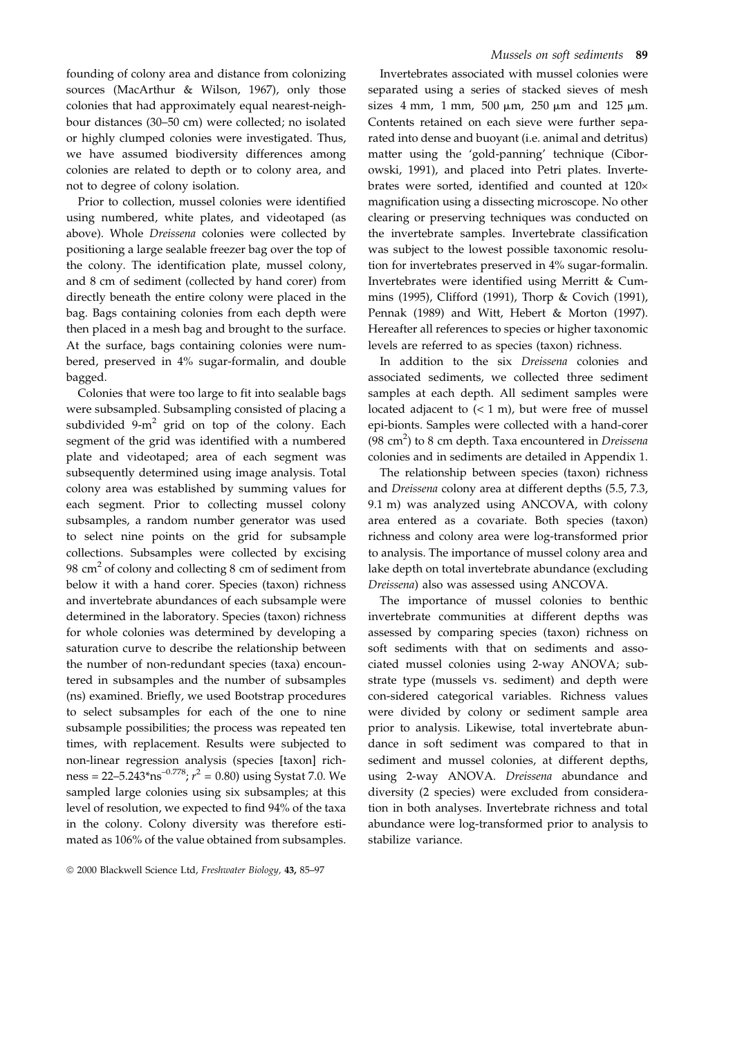founding of colony area and distance from colonizing sources (MacArthur & Wilson, 1967), only those colonies that had approximately equal nearest-neighbour distances (30–50 cm) were collected; no isolated or highly clumped colonies were investigated. Thus, we have assumed biodiversity differences among colonies are related to depth or to colony area, and not to degree of colony isolation.

Prior to collection, mussel colonies were identified using numbered, white plates, and videotaped (as above). Whole *Dreissena* colonies were collected by positioning a large sealable freezer bag over the top of the colony. The identification plate, mussel colony, and 8 cm of sediment (collected by hand corer) from directly beneath the entire colony were placed in the bag. Bags containing colonies from each depth were then placed in a mesh bag and brought to the surface. At the surface, bags containing colonies were numbered, preserved in 4% sugar-formalin, and double bagged.

Colonies that were too large to fit into sealable bags were subsampled. Subsampling consisted of placing a subdivided 9-$m^2$ grid on top of the colony. Each segment of the grid was identified with a numbered plate and videotaped; area of each segment was subsequently determined using image analysis. Total colony area was established by summing values for each segment. Prior to collecting mussel colony subsamples, a random number generator was used to select nine points on the grid for subsample collections. Subsamples were collected by excising 98 $cm^2$ of colony and collecting 8 cm of sediment from below it with a hand corer. Species (taxon) richness and invertebrate abundances of each subsample were determined in the laboratory. Species (taxon) richness for whole colonies was determined by developing a saturation curve to describe the relationship between the number of non-redundant species (taxa) encountered in subsamples and the number of subsamples (ns) examined. Briefly, we used Bootstrap procedures to select subsamples for each of the one to nine subsample possibilities; the process was repeated ten times, with replacement. Results were subjected to non-linear regression analysis (species [taxon] richness = $22–5.243 \cdot ns^{-0.778}$; $r^2 = 0.80$) using Systat 7.0. We sampled large colonies using six subsamples; at this level of resolution, we expected to find 94% of the taxa in the colony. Colony diversity was therefore estimated as 106% of the value obtained from subsamples.

Invertebrates associated with mussel colonies were separated using a series of stacked sieves of mesh sizes 4 mm, 1 mm, 500 μm, 250 μm and 125 μm. Contents retained on each sieve were further separated into dense and buoyant (i.e. animal and detritus) matter using the 'gold-panning' technique (Ciborowski, 1991), and placed into Petri plates. Invertebrates were sorted, identified and counted at 120× magnification using a dissecting microscope. No other clearing or preserving techniques was conducted on the invertebrate samples. Invertebrate classification was subject to the lowest possible taxonomic resolution for invertebrates preserved in 4% sugar-formalin. Invertebrates were identified using Merritt & Cummins (1995), Clifford (1991), Thorp & Covich (1991), Pennak (1989) and Witt, Hebert & Morton (1997). Hereafter all references to species or higher taxonomic levels are referred to as species (taxon) richness.

In addition to the six *Dreissena* colonies and associated sediments, we collected three sediment samples at each depth. All sediment samples were located adjacent to (< 1 m), but were free of mussel epi-bionts. Samples were collected with a hand-corer (98 $cm^2$) to 8 cm depth. Taxa encountered in *Dreissena* colonies and in sediments are detailed in Appendix 1.

The relationship between species (taxon) richness and *Dreissena* colony area at different depths (5.5, 7.3, 9.1 m) was analyzed using ANCOVA, with colony area entered as a covariate. Both species (taxon) richness and colony area were log-transformed prior to analysis. The importance of mussel colony area and lake depth on total invertebrate abundance (excluding *Dreissena*) also was assessed using ANCOVA.

The importance of mussel colonies to benthic invertebrate communities at different depths was assessed by comparing species (taxon) richness on soft sediments with that on sediments and associated mussel colonies using 2-way ANOVA; substrate type (mussels vs. sediment) and depth were con-sidered categorical variables. Richness values were divided by colony or sediment sample area prior to analysis. Likewise, total invertebrate abundance in soft sediment was compared to that in sediment and mussel colonies, at different depths, using 2-way ANOVA. *Dreissena* abundance and diversity (2 species) were excluded from consideration in both analyses. Invertebrate richness and total abundance were log-transformed prior to analysis to stabilize variance.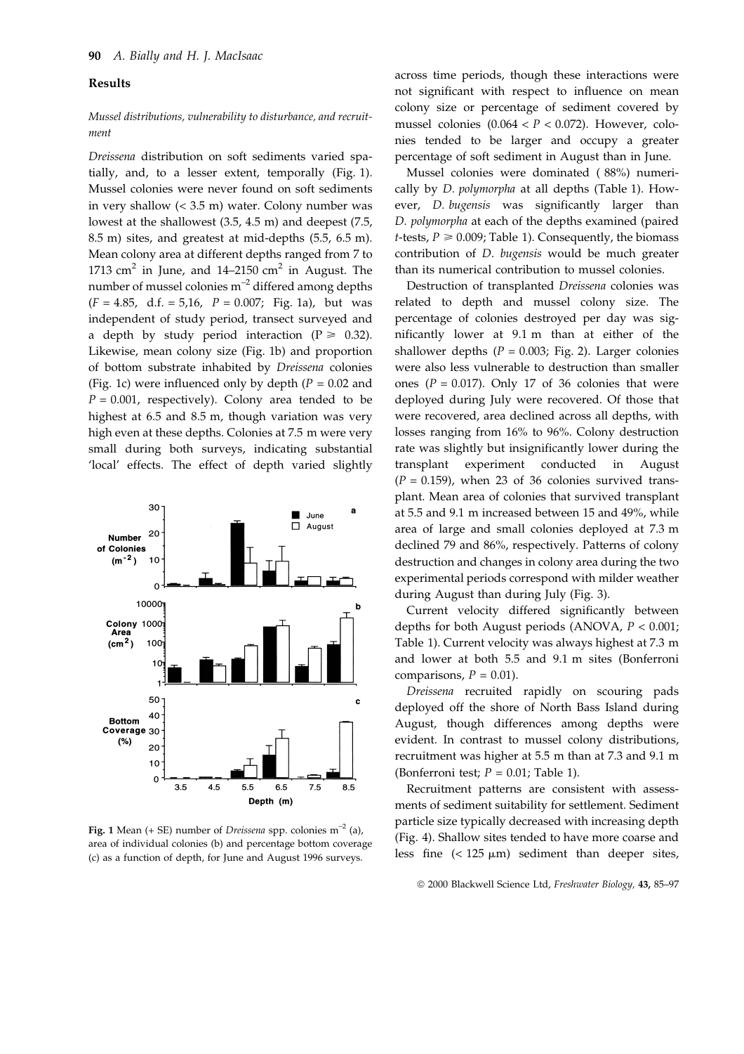## Results

### *Mussel distributions, vulnerability to disturbance, and recruitment*

*Dreissena* distribution on soft sediments varied spatially, and, to a lesser extent, temporally (Fig. 1). Mussel colonies were never found on soft sediments in very shallow (< 3.5 m) water. Colony number was lowest at the shallowest (3.5, 4.5 m) and deepest (7.5, 8.5 m) sites, and greatest at mid-depths (5.5, 6.5 m). Mean colony area at different depths ranged from 7 to 1713 $cm^2$ in June, and 14–2150 $cm^2$ in August. The number of mussel colonies $m^{-2}$ differed among depths ($F = 4.85$, d.f. = 5,16, $P = 0.007$; Fig. 1a), but was independent of study period, transect surveyed and a depth by study period interaction ($P \geq 0.32$). Likewise, mean colony size (Fig. 1b) and proportion of bottom substrate inhabited by *Dreissena* colonies (Fig. 1c) were influenced only by depth ($P = 0.02$ and $P = 0.001$, respectively). Colony area tended to be highest at 6.5 and 8.5 m, though variation was very high even at these depths. Colonies at 7.5 m were very small during both surveys, indicating substantial 'local' effects. The effect of depth varied slightly across time periods, though these interactions were not significant with respect to influence on mean colony size or percentage of sediment covered by mussel colonies ($0.064 < P < 0.072$). However, colonies tended to be larger and occupy a greater percentage of soft sediment in August than in June.

Fig. 1 Mean (+ SE) number of *Dreissena* spp. colonies $m^{-2}$ (a), area of individual colonies (b) and percentage bottom coverage (c) as a function of depth, for June and August 1996 surveys.

Mussel colonies were dominated ( 88%) numerically by *D. polymorpha* at all depths (Table 1). However, *D. bugensis* was significantly larger than *D. polymorpha* at each of the depths examined (paired *t*-tests, $P \geq 0.009$; Table 1). Consequently, the biomass contribution of *D. bugensis* would be much greater than its numerical contribution to mussel colonies.

Destruction of transplanted *Dreissena* colonies was related to depth and mussel colony size. The percentage of colonies destroyed per day was significantly lower at 9.1 m than at either of the shallower depths ($P = 0.003$; Fig. 2). Larger colonies were also less vulnerable to destruction than smaller ones ($P = 0.017$). Only 17 of 36 colonies that were deployed during July were recovered. Of those that were recovered, area declined across all depths, with losses ranging from 16% to 96%. Colony destruction rate was slightly but insignificantly lower during the transplant experiment conducted in August ($P = 0.159$), when 23 of 36 colonies survived transplant. Mean area of colonies that survived transplant at 5.5 and 9.1 m increased between 15 and 49%, while area of large and small colonies deployed at 7.3 m declined 79 and 86%, respectively. Patterns of colony destruction and changes in colony area during the two experimental periods correspond with milder weather during August than during July (Fig. 3).

Current velocity differed significantly between depths for both August periods (ANOVA, $P < 0.001$; Table 1). Current velocity was always highest at 7.3 m and lower at both 5.5 and 9.1 m sites (Bonferroni comparisons, $P = 0.01$).

*Dreissena* recruited rapidly on scouring pads deployed off the shore of North Bass Island during August, though differences among depths were evident. In contrast to mussel colony distributions, recruitment was higher at 5.5 m than at 7.3 and 9.1 m (Bonferroni test; $P = 0.01$; Table 1).

Recruitment patterns are consistent with assessments of sediment suitability for settlement. Sediment particle size typically decreased with increasing depth (Fig. 4). Shallow sites tended to have more coarse and less fine (< 125 μm) sediment than deeper sites,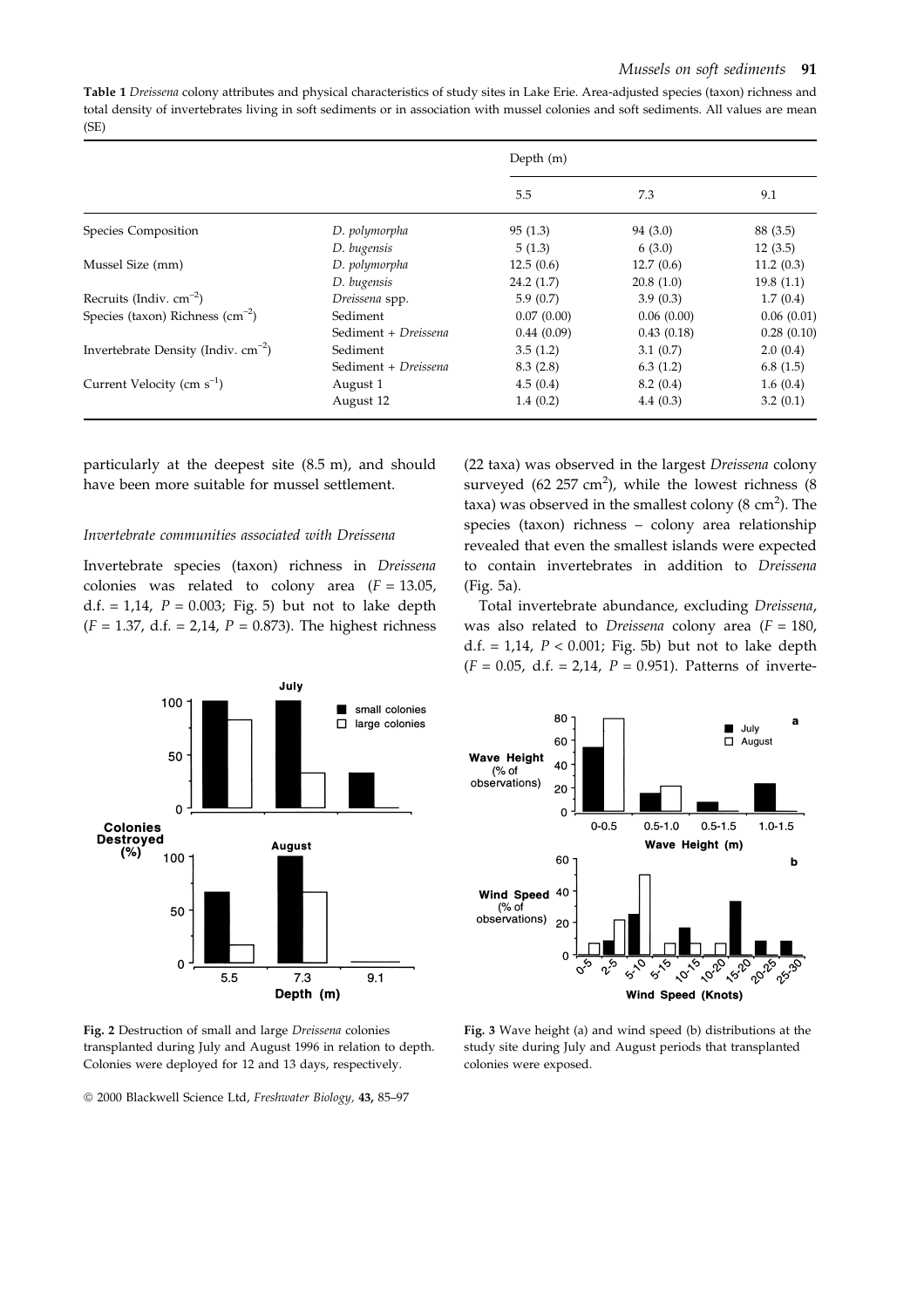**Table 1** *Dreissena* colony attributes and physical characteristics of study sites in Lake Erie. Area-adjusted species (taxon) richness and total density of invertebrates living in soft sediments or in association with mussel colonies and soft sediments. All values are mean (SE)

| | | Depth (m) | | |
|---|---|---|---|---|
| | | 5.5 | 7.3 | 9.1 |
| Species Composition | *D. polymorpha* | 95 (1.3) | 94 (3.0) | 88 (3.5) |
| | *D. bugensis* | 5 (1.3) | 6 (3.0) | 12 (3.5) |
| Mussel Size (mm) | *D. polymorpha* | 12.5 (0.6) | 12.7 (0.6) | 11.2 (0.3) |
| | *D. bugensis* | 24.2 (1.7) | 20.8 (1.0) | 19.8 (1.1) |
| Recruits (Indiv. $cm^{-2}$) | *Dreissena* spp. | 5.9 (0.7) | 3.9 (0.3) | 1.7 (0.4) |
| Species (taxon) Richness ($cm^{-2}$) | Sediment | 0.07 (0.00) | 0.06 (0.00) | 0.06 (0.01) |
| | Sediment + *Dreissena* | 0.44 (0.09) | 0.43 (0.18) | 0.28 (0.10) |
| Invertebrate Density (Indiv. $cm^{-2}$) | Sediment | 3.5 (1.2) | 3.1 (0.7) | 2.0 (0.4) |
| | Sediment + *Dreissena* | 8.3 (2.8) | 6.3 (1.2) | 6.8 (1.5) |
| Current Velocity (cm $s^{-1}$) | August 1 | 4.5 (0.4) | 8.2 (0.4) | 1.6 (0.4) |
| | August 12 | 1.4 (0.2) | 4.4 (0.3) | 3.2 (0.1) |

particularly at the deepest site (8.5 m), and should have been more suitable for mussel settlement.

### *Invertebrate communities associated with Dreissena*

Invertebrate species (taxon) richness in *Dreissena* colonies was related to colony area ($F = 13.05$, d.f. = 1,14, $P = 0.003$; Fig. 5) but not to lake depth ($F = 1.37$, d.f. = 2,14, $P = 0.873$). The highest richness (22 taxa) was observed in the largest *Dreissena* colony surveyed (62 257 $cm^2$), while the lowest richness (8 taxa) was observed in the smallest colony (8 $cm^2$). The species (taxon) richness – colony area relationship revealed that even the smallest islands were expected to contain invertebrates in addition to *Dreissena* (Fig. 5a).

Total invertebrate abundance, excluding *Dreissena*, was also related to *Dreissena* colony area ($F = 180$, d.f. = 1,14, $P < 0.001$; Fig. 5b) but not to lake depth ($F = 0.05$, d.f. = 2,14, $P = 0.951$). Patterns of inverte-

**Fig. 2** Destruction of small and large *Dreissena* colonies transplanted during July and August 1996 in relation to depth. Colonies were deployed for 12 and 13 days, respectively.

**Fig. 3** Wave height (a) and wind speed (b) distributions at the study site during July and August periods that transplanted colonies were exposed.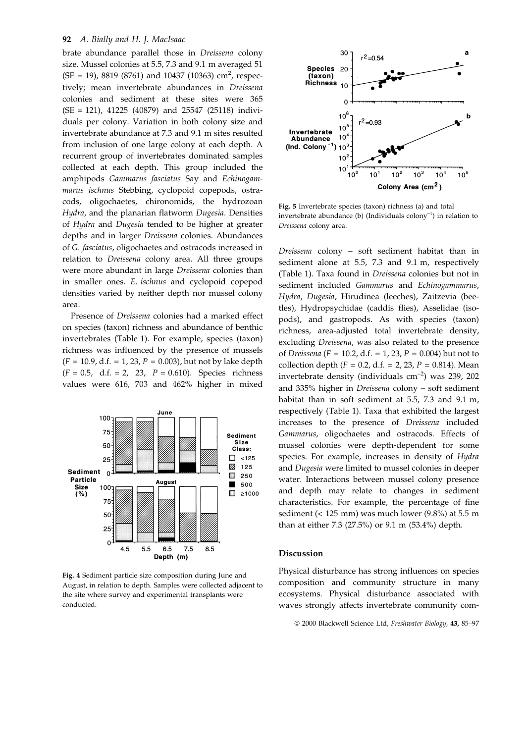brate abundance parallel those in *Dreissena* colony size. Mussel colonies at 5.5, 7.3 and 9.1 m averaged 51 (SE = 19), 8819 (8761) and 10437 (10363) $cm^2$, respectively; mean invertebrate abundances in *Dreissena* colonies and sediment at these sites were 365 (SE = 121), 41225 (40879) and 25547 (25118) individuals per colony. Variation in both colony size and invertebrate abundance at 7.3 and 9.1 m sites resulted from inclusion of one large colony at each depth. A recurrent group of invertebrates dominated samples collected at each depth. This group included the amphipods *Gammarus fasciatus* Say and *Echinogammarus ischnus* Stebbing, cyclopoid copepods, ostracods, oligochaetes, chironomids, the hydrozoan *Hydra*, and the planarian flatworm *Dugesia*. Densities of *Hydra* and *Dugesia* tended to be higher at greater depths and in larger *Dreissena* colonies. Abundances of *G. fasciatus*, oligochaetes and ostracods increased in relation to *Dreissena* colony area. All three groups were more abundant in large *Dreissena* colonies than in smaller ones. *E. ischnus* and cyclopoid copepod densities varied by neither depth nor mussel colony area.

Presence of *Dreissena* colonies had a marked effect on species (taxon) richness and abundance of benthic invertebrates (Table 1). For example, species (taxon) richness was influenced by the presence of mussels ($F = 10.9$, d.f. = 1, 23, $P = 0.003$), but not by lake depth ($F = 0.5$, d.f. = 2, 23, $P = 0.610$). Species richness values were 616, 703 and 462% higher in mixed

Fig. 4 Sediment particle size composition during June and August, in relation to depth. Samples were collected adjacent to the site where survey and experimental transplants were conducted.

Fig. 5 Invertebrate species (taxon) richness (a) and total invertebrate abundance (b) (Individuals $colony^{-1}$) in relation to *Dreissena* colony area.

*Dreissena* colony – soft sediment habitat than in sediment alone at 5.5, 7.3 and 9.1 m, respectively (Table 1). Taxa found in *Dreissena* colonies but not in sediment included *Gammarus* and *Echinogammarus*, *Hydra*, *Dugesia*, Hirudinea (leeches), Zaitzevia (beetles), Hydropsychidae (caddis flies), Asselidae (isopods), and gastropods. As with species (taxon) richness, area-adjusted total invertebrate density, excluding *Dreissena*, was also related to the presence of *Dreissena* ($F = 10.2$, d.f. = 1, 23, $P = 0.004$) but not to collection depth ($F = 0.2$, d.f. = 2, 23, $P = 0.814$). Mean invertebrate density (individuals $cm^{-2}$) was 239, 202 and 335% higher in *Dreissena* colony – soft sediment habitat than in soft sediment at 5.5, 7.3 and 9.1 m, respectively (Table 1). Taxa that exhibited the largest increases to the presence of *Dreissena* included *Gammarus*, oligochaetes and ostracods. Effects of mussel colonies were depth-dependent for some species. For example, increases in density of *Hydra* and *Dugesia* were limited to mussel colonies in deeper water. Interactions between mussel colony presence and depth may relate to changes in sediment characteristics. For example, the percentage of fine sediment (< 125 mm) was much lower (9.8%) at 5.5 m than at either 7.3 (27.5%) or 9.1 m (53.4%) depth.

## Discussion

Physical disturbance has strong influences on species composition and community structure in many ecosystems. Physical disturbance associated with waves strongly affects invertebrate community com-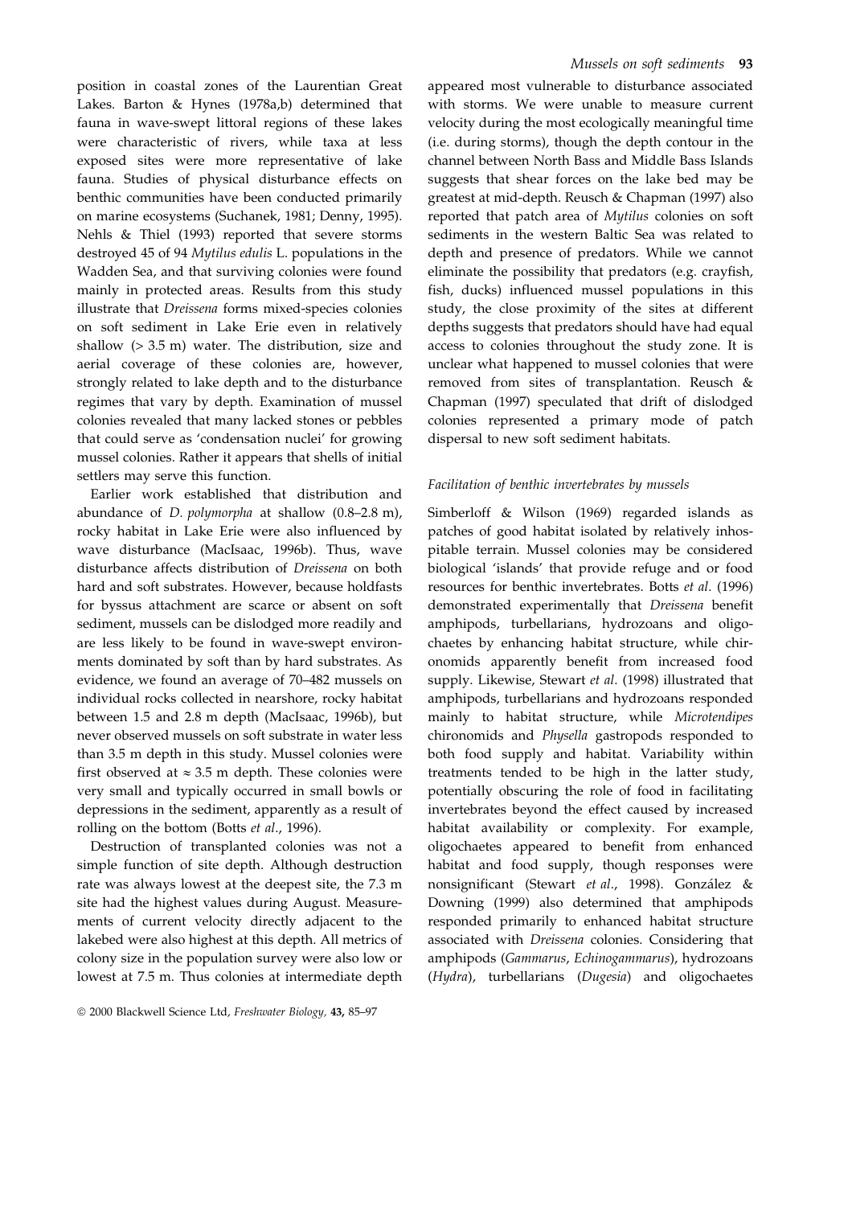position in coastal zones of the Laurentian Great Lakes. Barton & Hynes (1978a,b) determined that fauna in wave-swept littoral regions of these lakes were characteristic of rivers, while taxa at less exposed sites were more representative of lake fauna. Studies of physical disturbance effects on benthic communities have been conducted primarily on marine ecosystems (Suchanek, 1981; Denny, 1995). Nehls & Thiel (1993) reported that severe storms destroyed 45 of 94 *Mytilus edulis* L. populations in the Wadden Sea, and that surviving colonies were found mainly in protected areas. Results from this study illustrate that *Dreissena* forms mixed-species colonies on soft sediment in Lake Erie even in relatively shallow (> 3.5 m) water. The distribution, size and aerial coverage of these colonies are, however, strongly related to lake depth and to the disturbance regimes that vary by depth. Examination of mussel colonies revealed that many lacked stones or pebbles that could serve as 'condensation nuclei' for growing mussel colonies. Rather it appears that shells of initial settlers may serve this function.

Earlier work established that distribution and abundance of *D. polymorpha* at shallow (0.8–2.8 m), rocky habitat in Lake Erie were also influenced by wave disturbance (MacIsaac, 1996b). Thus, wave disturbance affects distribution of *Dreissena* on both hard and soft substrates. However, because holdfasts for byssus attachment are scarce or absent on soft sediment, mussels can be dislodged more readily and are less likely to be found in wave-swept environments dominated by soft than by hard substrates. As evidence, we found an average of 70–482 mussels on individual rocks collected in nearshore, rocky habitat between 1.5 and 2.8 m depth (MacIsaac, 1996b), but never observed mussels on soft substrate in water less than 3.5 m depth in this study. Mussel colonies were first observed at ≈ 3.5 m depth. These colonies were very small and typically occurred in small bowls or depressions in the sediment, apparently as a result of rolling on the bottom (Botts *et al*., 1996).

Destruction of transplanted colonies was not a simple function of site depth. Although destruction rate was always lowest at the deepest site, the 7.3 m site had the highest values during August. Measurements of current velocity directly adjacent to the lakebed were also highest at this depth. All metrics of colony size in the population survey were also low or lowest at 7.5 m. Thus colonies at intermediate depth appeared most vulnerable to disturbance associated with storms. We were unable to measure current velocity during the most ecologically meaningful time (i.e. during storms), though the depth contour in the channel between North Bass and Middle Bass Islands suggests that shear forces on the lake bed may be greatest at mid-depth. Reusch & Chapman (1997) also reported that patch area of *Mytilus* colonies on soft sediments in the western Baltic Sea was related to depth and presence of predators. While we cannot eliminate the possibility that predators (e.g. crayfish, fish, ducks) influenced mussel populations in this study, the close proximity of the sites at different depths suggests that predators should have had equal access to colonies throughout the study zone. It is unclear what happened to mussel colonies that were removed from sites of transplantation. Reusch & Chapman (1997) speculated that drift of dislodged colonies represented a primary mode of patch dispersal to new soft sediment habitats.

### *Facilitation of benthic invertebrates by mussels*

Simberloff & Wilson (1969) regarded islands as patches of good habitat isolated by relatively inhospitable terrain. Mussel colonies may be considered biological 'islands' that provide refuge and or food resources for benthic invertebrates. Botts *et al*. (1996) demonstrated experimentally that *Dreissena* benefit amphipods, turbellarians, hydrozoans and oligochaetes by enhancing habitat structure, while chironomids apparently benefit from increased food supply. Likewise, Stewart *et al*. (1998) illustrated that amphipods, turbellarians and hydrozoans responded mainly to habitat structure, while *Microtendipes* chironomids and *Physella* gastropods responded to both food supply and habitat. Variability within treatments tended to be high in the latter study, potentially obscuring the role of food in facilitating invertebrates beyond the effect caused by increased habitat availability or complexity. For example, oligochaetes appeared to benefit from enhanced habitat and food supply, though responses were nonsignificant (Stewart *et al*., 1998). González & Downing (1999) also determined that amphipods responded primarily to enhanced habitat structure associated with *Dreissena* colonies. Considering that amphipods (*Gammarus*, *Echinogammarus*), hydrozoans (*Hydra*), turbellarians (*Dugesia*) and oligochaetes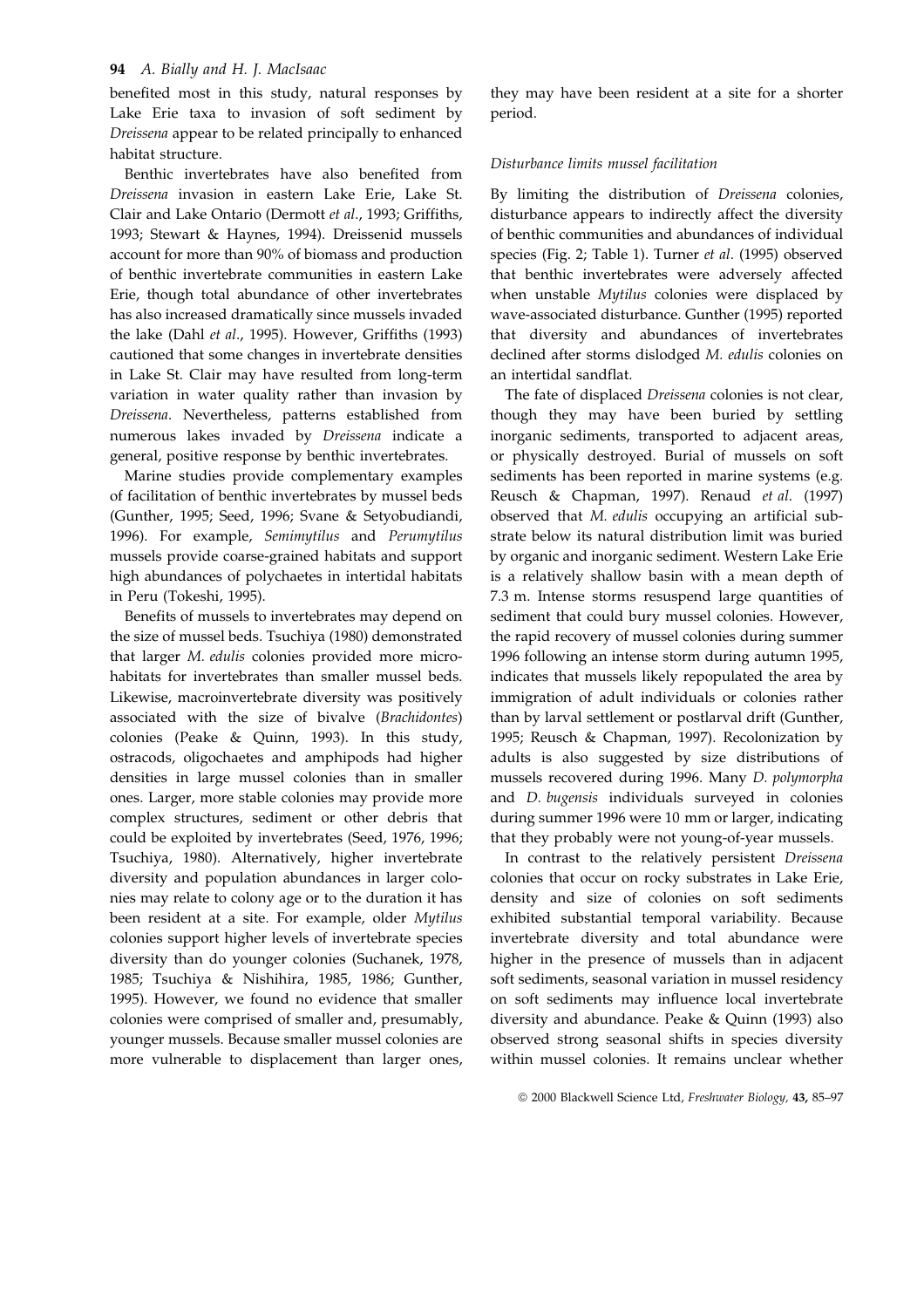benefited most in this study, natural responses by Lake Erie taxa to invasion of soft sediment by *Dreissena* appear to be related principally to enhanced habitat structure.

Benthic invertebrates have also benefited from *Dreissena* invasion in eastern Lake Erie, Lake St. Clair and Lake Ontario (Dermott *et al*., 1993; Griffiths, 1993; Stewart & Haynes, 1994). Dreissenid mussels account for more than 90% of biomass and production of benthic invertebrate communities in eastern Lake Erie, though total abundance of other invertebrates has also increased dramatically since mussels invaded the lake (Dahl *et al*., 1995). However, Griffiths (1993) cautioned that some changes in invertebrate densities in Lake St. Clair may have resulted from long-term variation in water quality rather than invasion by *Dreissena*. Nevertheless, patterns established from numerous lakes invaded by *Dreissena* indicate a general, positive response by benthic invertebrates.

Marine studies provide complementary examples of facilitation of benthic invertebrates by mussel beds (Gunther, 1995; Seed, 1996; Svane & Setyobudiandi, 1996). For example, *Semimytilus* and *Perumytilus* mussels provide coarse-grained habitats and support high abundances of polychaetes in intertidal habitats in Peru (Tokeshi, 1995).

Benefits of mussels to invertebrates may depend on the size of mussel beds. Tsuchiya (1980) demonstrated that larger *M. edulis* colonies provided more microhabitats for invertebrates than smaller mussel beds. Likewise, macroinvertebrate diversity was positively associated with the size of bivalve (*Brachidontes*) colonies (Peake & Quinn, 1993). In this study, ostracods, oligochaetes and amphipods had higher densities in large mussel colonies than in smaller ones. Larger, more stable colonies may provide more complex structures, sediment or other debris that could be exploited by invertebrates (Seed, 1976, 1996; Tsuchiya, 1980). Alternatively, higher invertebrate diversity and population abundances in larger colonies may relate to colony age or to the duration it has been resident at a site. For example, older *Mytilus* colonies support higher levels of invertebrate species diversity than do younger colonies (Suchanek, 1978, 1985; Tsuchiya & Nishihira, 1985, 1986; Gunther, 1995). However, we found no evidence that smaller colonies were comprised of smaller and, presumably, younger mussels. Because smaller mussel colonies are more vulnerable to displacement than larger ones, they may have been resident at a site for a shorter period.

*Disturbance limits mussel facilitation*

By limiting the distribution of *Dreissena* colonies, disturbance appears to indirectly affect the diversity of benthic communities and abundances of individual species (Fig. 2; Table 1). Turner *et al*. (1995) observed that benthic invertebrates were adversely affected when unstable *Mytilus* colonies were displaced by wave-associated disturbance. Gunther (1995) reported that diversity and abundances of invertebrates declined after storms dislodged *M. edulis* colonies on an intertidal sandflat.

The fate of displaced *Dreissena* colonies is not clear, though they may have been buried by settling inorganic sediments, transported to adjacent areas, or physically destroyed. Burial of mussels on soft sediments has been reported in marine systems (e.g. Reusch & Chapman, 1997). Renaud *et al*. (1997) observed that *M. edulis* occupying an artificial substrate below its natural distribution limit was buried by organic and inorganic sediment. Western Lake Erie is a relatively shallow basin with a mean depth of 7.3 m. Intense storms resuspend large quantities of sediment that could bury mussel colonies. However, the rapid recovery of mussel colonies during summer 1996 following an intense storm during autumn 1995, indicates that mussels likely repopulated the area by immigration of adult individuals or colonies rather than by larval settlement or postlarval drift (Gunther, 1995; Reusch & Chapman, 1997). Recolonization by adults is also suggested by size distributions of mussels recovered during 1996. Many *D. polymorpha* and *D. bugensis* individuals surveyed in colonies during summer 1996 were 10 mm or larger, indicating that they probably were not young-of-year mussels.

In contrast to the relatively persistent *Dreissena* colonies that occur on rocky substrates in Lake Erie, density and size of colonies on soft sediments exhibited substantial temporal variability. Because invertebrate diversity and total abundance were higher in the presence of mussels than in adjacent soft sediments, seasonal variation in mussel residency on soft sediments may influence local invertebrate diversity and abundance. Peake & Quinn (1993) also observed strong seasonal shifts in species diversity within mussel colonies. It remains unclear whether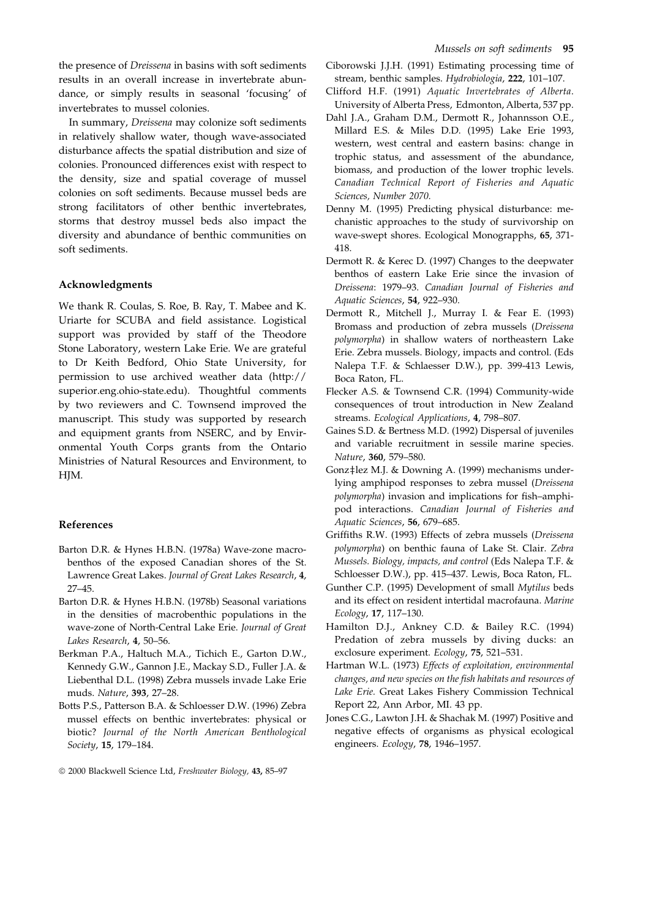the presence of *Dreissena* in basins with soft sediments results in an overall increase in invertebrate abundance, or simply results in seasonal 'focusing' of invertebrates to mussel colonies.

In summary, *Dreissena* may colonize soft sediments in relatively shallow water, though wave-associated disturbance affects the spatial distribution and size of colonies. Pronounced differences exist with respect to the density, size and spatial coverage of mussel colonies on soft sediments. Because mussel beds are strong facilitators of other benthic invertebrates, storms that destroy mussel beds also impact the diversity and abundance of benthic communities on soft sediments.

## Acknowledgments

We thank R. Coulas, S. Roe, B. Ray, T. Mabee and K. Uriarte for SCUBA and field assistance. Logistical support was provided by staff of the Theodore Stone Laboratory, western Lake Erie. We are grateful to Dr Keith Bedford, Ohio State University, for permission to use archived weather data (http://superior.eng.ohio-state.edu). Thoughtful comments by two reviewers and C. Townsend improved the manuscript. This study was supported by research and equipment grants from NSERC, and by Environmental Youth Corps grants from the Ontario Ministries of Natural Resources and Environment, to HJM.

## References

Barton D.R. & Hynes H.B.N. (1978a) Wave-zone macrobenthos of the exposed Canadian shores of the St. Lawrence Great Lakes. *Journal of Great Lakes Research*, **4**, 27–45.

Barton D.R. & Hynes H.B.N. (1978b) Seasonal variations in the densities of macrobenthic populations in the wave-zone of North-Central Lake Erie. *Journal of Great Lakes Research*, **4**, 50–56.

Berkman P.A., Haltuch M.A., Tichich E., Garton D.W., Kennedy G.W., Gannon J.E., Mackay S.D., Fuller J.A. & Liebenthal D.L. (1998) Zebra mussels invade Lake Erie muds. *Nature*, **393**, 27–28.

Botts P.S., Patterson B.A. & Schloesser D.W. (1996) Zebra mussel effects on benthic invertebrates: physical or biotic? *Journal of the North American Benthological Society*, **15**, 179–184.

Ciborowski J.J.H. (1991) Estimating processing time of stream, benthic samples. *Hydrobiologia*, **222**, 101–107.

Clifford H.F. (1991) *Aquatic Invertebrates of Alberta*. University of Alberta Press, Edmonton, Alberta, 537 pp.

Dahl J.A., Graham D.M., Dermott R., Johannsson O.E., Millard E.S. & Miles D.D. (1995) Lake Erie 1993, western, west central and eastern basins: change in trophic status, and assessment of the abundance, biomass, and production of the lower trophic levels. *Canadian Technical Report of Fisheries and Aquatic Sciences, Number 2070.*

Denny M. (1995) Predicting physical disturbance: mechanistic approaches to the study of survivorship on wave-swept shores. Ecological Monograpphs, **65**, 371-418.

Dermott R. & Kerec D. (1997) Changes to the deepwater benthos of eastern Lake Erie since the invasion of *Dreissena*: 1979–93. *Canadian Journal of Fisheries and Aquatic Sciences*, **54**, 922–930.

Dermott R., Mitchell J., Murray I. & Fear E. (1993) Bromass and production of zebra mussels (*Dreissena polymorpha*) in shallow waters of northeastern Lake Erie. Zebra mussels. Biology, impacts and control. (Eds Nalepa T.F. & Schlaesser D.W.), pp. 399-413 Lewis, Boca Raton, FL.

Flecker A.S. & Townsend C.R. (1994) Community-wide consequences of trout introduction in New Zealand streams. *Ecological Applications*, **4**, 798–807.

Gaines S.D. & Bertness M.D. (1992) Dispersal of juveniles and variable recruitment in sessile marine species. *Nature*, **360**, 579–580.

Gonz‡lez M.J. & Downing A. (1999) mechanisms underlying amphipod responses to zebra mussel (*Dreissena polymorpha*) invasion and implications for fish–amphipod interactions. *Canadian Journal of Fisheries and Aquatic Sciences*, **56**, 679–685.

Griffiths R.W. (1993) Effects of zebra mussels (*Dreissena polymorpha*) on benthic fauna of Lake St. Clair. *Zebra Mussels. Biology, impacts, and control* (Eds Nalepa T.F. & Schloesser D.W.), pp. 415–437. Lewis, Boca Raton, FL.

Gunther C.P. (1995) Development of small *Mytilus* beds and its effect on resident intertidal macrofauna. *Marine Ecology*, **17**, 117–130.

Hamilton D.J., Ankney C.D. & Bailey R.C. (1994) Predation of zebra mussels by diving ducks: an exclosure experiment. *Ecology*, **75**, 521–531.

Hartman W.L. (1973) *Effects of exploitation, environmental changes, and new species on the fish habitats and resources of Lake Erie.* Great Lakes Fishery Commission Technical Report 22, Ann Arbor, MI. 43 pp.

Jones C.G., Lawton J.H. & Shachak M. (1997) Positive and negative effects of organisms as physical ecological engineers. *Ecology*, **78**, 1946–1957.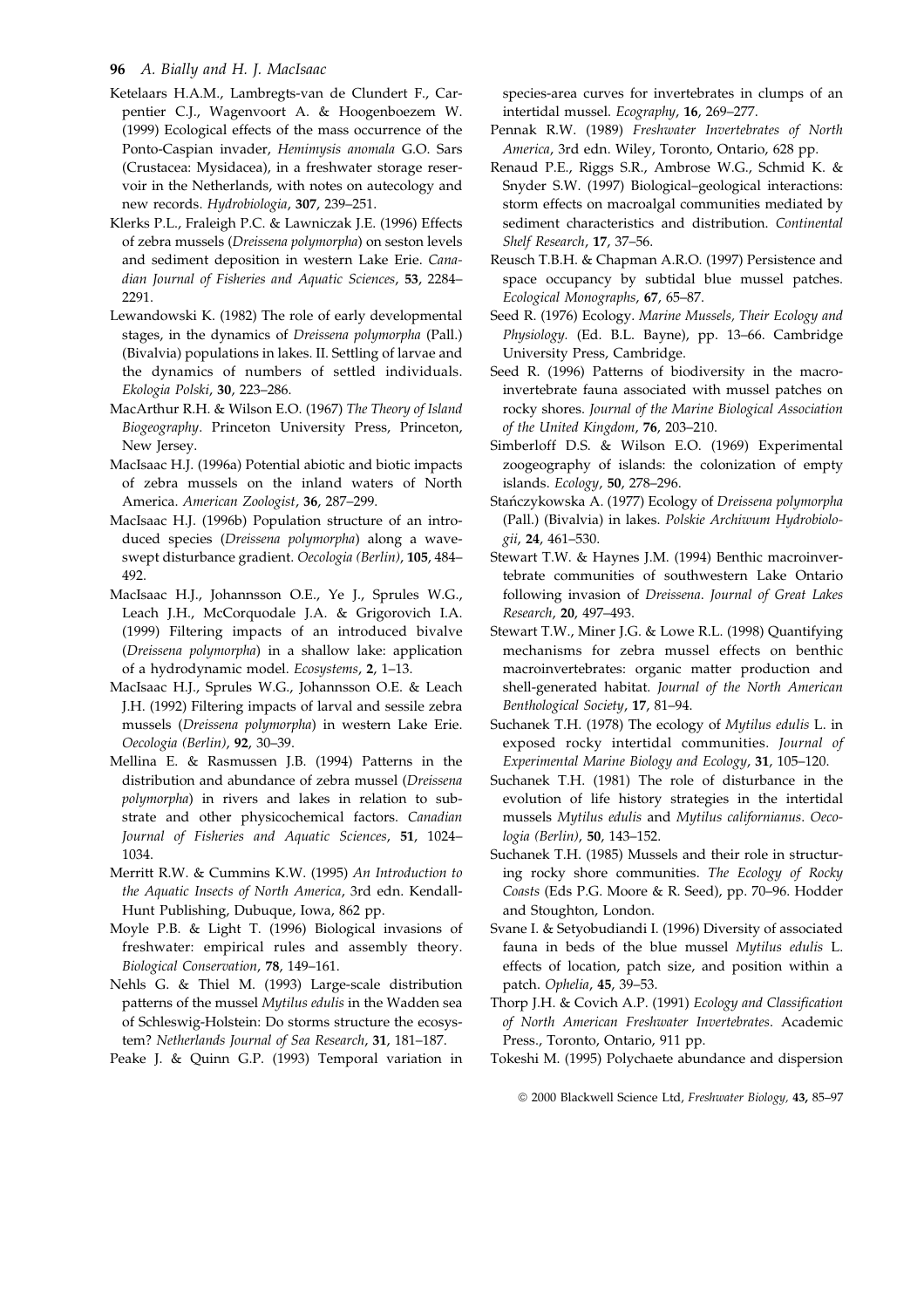Ketelaars H.A.M., Lambregts-van de Clundert F., Carpentier C.J., Wagenvoort A. & Hoogenboezem W. (1999) Ecological effects of the mass occurrence of the Ponto-Caspian invader, *Hemimysis anomala* G.O. Sars (Crustacea: Mysidacea), in a freshwater storage reservoir in the Netherlands, with notes on autecology and new records. *Hydrobiologia*, **307**, 239–251.

Klerks P.L., Fraleigh P.C. & Lawniczak J.E. (1996) Effects of zebra mussels (*Dreissena polymorpha*) on seston levels and sediment deposition in western Lake Erie. *Canadian Journal of Fisheries and Aquatic Sciences*, **53**, 2284–2291.

Lewandowski K. (1982) The role of early developmental stages, in the dynamics of *Dreissena polymorpha* (Pall.) (Bivalvia) populations in lakes. II. Settling of larvae and the dynamics of numbers of settled individuals. *Ekologia Polski*, **30**, 223–286.

MacArthur R.H. & Wilson E.O. (1967) *The Theory of Island Biogeography*. Princeton University Press, Princeton, New Jersey.

MacIsaac H.J. (1996a) Potential abiotic and biotic impacts of zebra mussels on the inland waters of North America. *American Zoologist*, **36**, 287–299.

MacIsaac H.J. (1996b) Population structure of an introduced species (*Dreissena polymorpha*) along a wave-swept disturbance gradient. *Oecologia (Berlin)*, **105**, 484–492.

MacIsaac H.J., Johannsson O.E., Ye J., Sprules W.G., Leach J.H., McCorquodale J.A. & Grigorovich I.A. (1999) Filtering impacts of an introduced bivalve (*Dreissena polymorpha*) in a shallow lake: application of a hydrodynamic model. *Ecosystems*, **2**, 1–13.

MacIsaac H.J., Sprules W.G., Johannsson O.E. & Leach J.H. (1992) Filtering impacts of larval and sessile zebra mussels (*Dreissena polymorpha*) in western Lake Erie. *Oecologia (Berlin)*, **92**, 30–39.

Mellina E. & Rasmussen J.B. (1994) Patterns in the distribution and abundance of zebra mussel (*Dreissena polymorpha*) in rivers and lakes in relation to substrate and other physicochemical factors. *Canadian Journal of Fisheries and Aquatic Sciences*, **51**, 1024–1034.

Merritt R.W. & Cummins K.W. (1995) *An Introduction to the Aquatic Insects of North America*, 3rd edn. Kendall-Hunt Publishing, Dubuque, Iowa, 862 pp.

Moyle P.B. & Light T. (1996) Biological invasions of freshwater: empirical rules and assembly theory. *Biological Conservation*, **78**, 149–161.

Nehls G. & Thiel M. (1993) Large-scale distribution patterns of the mussel *Mytilus edulis* in the Wadden sea of Schleswig-Holstein: Do storms structure the ecosystem? *Netherlands Journal of Sea Research*, **31**, 181–187.

Peake J. & Quinn G.P. (1993) Temporal variation in species-area curves for invertebrates in clumps of an intertidal mussel. *Ecography*, **16**, 269–277.

Pennak R.W. (1989) *Freshwater Invertebrates of North America*, 3rd edn. Wiley, Toronto, Ontario, 628 pp.

Renaud P.E., Riggs S.R., Ambrose W.G., Schmid K. & Snyder S.W. (1997) Biological–geological interactions: storm effects on macroalgal communities mediated by sediment characteristics and distribution. *Continental Shelf Research*, **17**, 37–56.

Reusch T.B.H. & Chapman A.R.O. (1997) Persistence and space occupancy by subtidal blue mussel patches. *Ecological Monographs*, **67**, 65–87.

Seed R. (1976) Ecology. *Marine Mussels, Their Ecology and Physiology.* (Ed. B.L. Bayne), pp. 13–66. Cambridge University Press, Cambridge.

Seed R. (1996) Patterns of biodiversity in the macro-invertebrate fauna associated with mussel patches on rocky shores. *Journal of the Marine Biological Association of the United Kingdom*, **76**, 203–210.

Simberloff D.S. & Wilson E.O. (1969) Experimental zoogeography of islands: the colonization of empty islands. *Ecology*, **50**, 278–296.

Stańczykowska A. (1977) Ecology of *Dreissena polymorpha* (Pall.) (Bivalvia) in lakes. *Polskie Archiwum Hydrobiologii*, **24**, 461–530.

Stewart T.W. & Haynes J.M. (1994) Benthic macroinvertebrate communities of southwestern Lake Ontario following invasion of *Dreissena*. *Journal of Great Lakes Research*, **20**, 497–493.

Stewart T.W., Miner J.G. & Lowe R.L. (1998) Quantifying mechanisms for zebra mussel effects on benthic macroinvertebrates: organic matter production and shell-generated habitat. *Journal of the North American Benthological Society*, **17**, 81–94.

Suchanek T.H. (1978) The ecology of *Mytilus edulis* L. in exposed rocky intertidal communities. *Journal of Experimental Marine Biology and Ecology*, **31**, 105–120.

Suchanek T.H. (1981) The role of disturbance in the evolution of life history strategies in the intertidal mussels *Mytilus edulis* and *Mytilus californianus*. *Oecologia (Berlin)*, **50**, 143–152.

Suchanek T.H. (1985) Mussels and their role in structuring rocky shore communities. *The Ecology of Rocky Coasts* (Eds P.G. Moore & R. Seed), pp. 70–96. Hodder and Stoughton, London.

Svane I. & Setyobudiandi I. (1996) Diversity of associated fauna in beds of the blue mussel *Mytilus edulis* L. effects of location, patch size, and position within a patch. *Ophelia*, **45**, 39–53.

Thorp J.H. & Covich A.P. (1991) *Ecology and Classification of North American Freshwater Invertebrates*. Academic Press., Toronto, Ontario, 911 pp.

Tokeshi M. (1995) Polychaete abundance and dispersion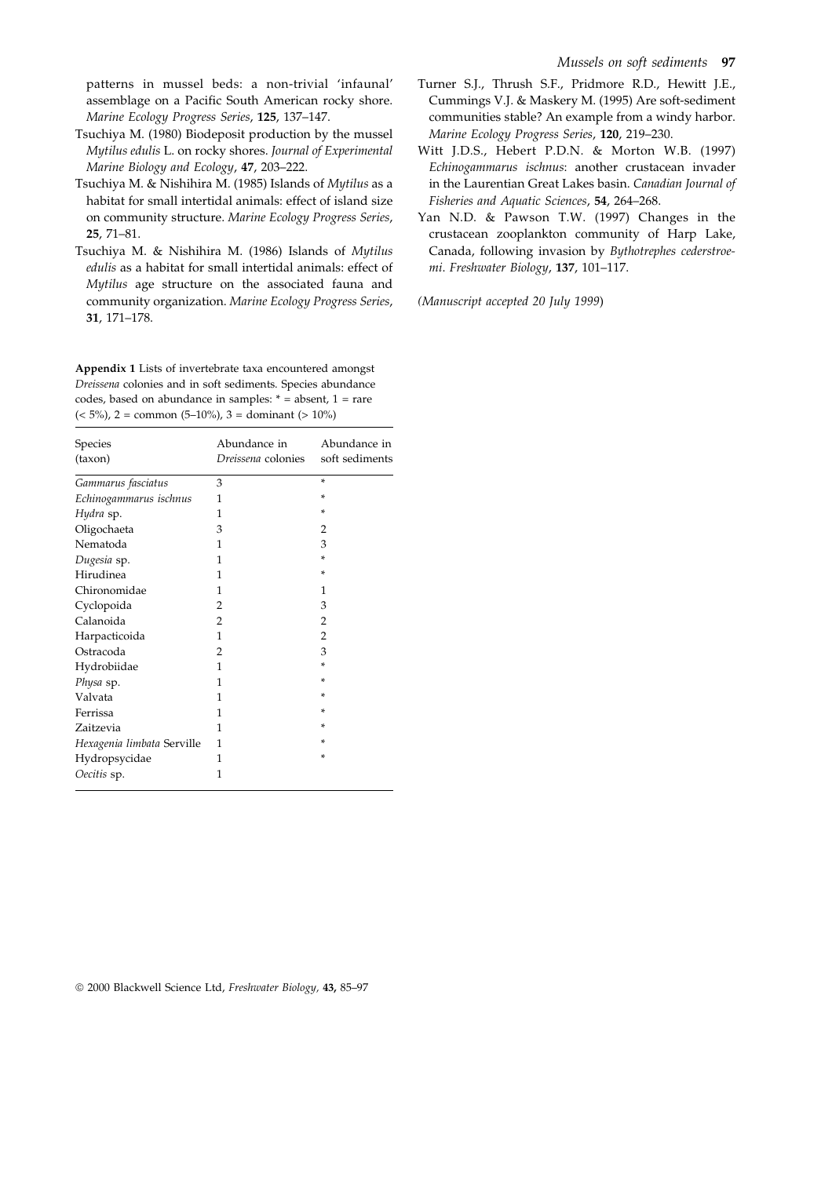patterns in mussel beds: a non-trivial 'infaunal' assemblage on a Pacific South American rocky shore. *Marine Ecology Progress Series*, **125**, 137–147.

Tsuchiya M. (1980) Biodeposit production by the mussel *Mytilus edulis* L. on rocky shores. *Journal of Experimental Marine Biology and Ecology*, **47**, 203–222.

Tsuchiya M. & Nishihira M. (1985) Islands of *Mytilus* as a habitat for small intertidal animals: effect of island size on community structure. *Marine Ecology Progress Series*, **25**, 71–81.

Tsuchiya M. & Nishihira M. (1986) Islands of *Mytilus edulis* as a habitat for small intertidal animals: effect of *Mytilus* age structure on the associated fauna and community organization. *Marine Ecology Progress Series*, **31**, 171–178.

Turner S.J., Thrush S.F., Pridmore R.D., Hewitt J.E., Cummings V.J. & Maskery M. (1995) Are soft-sediment communities stable? An example from a windy harbor. *Marine Ecology Progress Series*, **120**, 219–230.

Witt J.D.S., Hebert P.D.N. & Morton W.B. (1997) *Echinogammarus ischnus*: another crustacean invader in the Laurentian Great Lakes basin. *Canadian Journal of Fisheries and Aquatic Sciences*, **54**, 264–268.

Yan N.D. & Pawson T.W. (1997) Changes in the crustacean zooplankton community of Harp Lake, Canada, following invasion by *Bythotrephes cederstroemi*. *Freshwater Biology*, **137**, 101–117.

*(Manuscript accepted 20 July 1999)*

**Appendix 1** Lists of invertebrate taxa encountered amongst *Dreissena* colonies and in soft sediments. Species abundance codes, based on abundance in samples: * = absent, 1 = rare (< 5%), 2 = common (5–10%), 3 = dominant (> 10%)

| Species (taxon) | Abundance in *Dreissena* colonies | Abundance in soft sediments |
|---|---|---|
| *Gammarus fasciatus* | 3 | * |
| *Echinogammarus ischnus* | 1 | * |
| *Hydra* sp. | 1 | * |
| Oligochaeta | 3 | 2 |
| Nematoda | 1 | 3 |
| *Dugesia* sp. | 1 | * |
| Hirudinea | 1 | * |
| Chironomidae | 1 | 1 |
| Cyclopoida | 2 | 3 |
| Calanoida | 2 | 2 |
| Harpacticoida | 1 | 2 |
| Ostracoda | 2 | 3 |
| Hydrobiidae | 1 | * |
| *Physa* sp. | 1 | * |
| Valvata | 1 | * |
| Ferrissa | 1 | * |
| Zaitzevia | 1 | * |
| *Hexagenia limbata* Serville | 1 | * |
| Hydropsycidae | 1 | * |
| *Oecitis* sp. | 1 | |